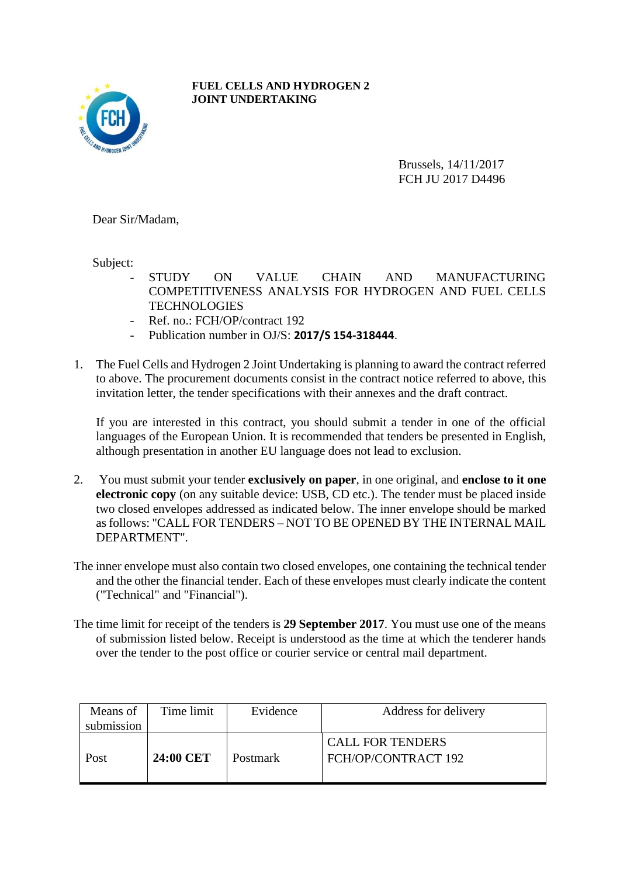**FUEL CELLS AND HYDROGEN 2 JOINT UNDERTAKING**

Brussels, 14/11/2017
FCH JU 2017 D4496

Dear Sir/Madam,

Subject:

- STUDY ON VALUE CHAIN AND MANUFACTURING COMPETITIVENESS ANALYSIS FOR HYDROGEN AND FUEL CELLS TECHNOLOGIES
- Ref. no.: FCH/OP/contract 192
- Publication number in OJ/S: **2017/S 154-318444**.

1. The Fuel Cells and Hydrogen 2 Joint Undertaking is planning to award the contract referred to above. The procurement documents consist in the contract notice referred to above, this invitation letter, the tender specifications with their annexes and the draft contract.

   If you are interested in this contract, you should submit a tender in one of the official languages of the European Union. It is recommended that tenders be presented in English, although presentation in another EU language does not lead to exclusion.

2. You must submit your tender **exclusively on paper**, in one original, and **enclose to it one electronic copy** (on any suitable device: USB, CD etc.). The tender must be placed inside two closed envelopes addressed as indicated below. The inner envelope should be marked as follows: "CALL FOR TENDERS – NOT TO BE OPENED BY THE INTERNAL MAIL DEPARTMENT".

The inner envelope must also contain two closed envelopes, one containing the technical tender and the other the financial tender. Each of these envelopes must clearly indicate the content ("Technical" and "Financial").

The time limit for receipt of the tenders is **29 September 2017**. You must use one of the means of submission listed below. Receipt is understood as the time at which the tenderer hands over the tender to the post office or courier service or central mail department.

| Means of submission | Time limit | Evidence | Address for delivery |
|---|---|---|---|
| Post | **24:00 CET** | Postmark | CALL FOR TENDERS<br>FCH/OP/CONTRACT 192 |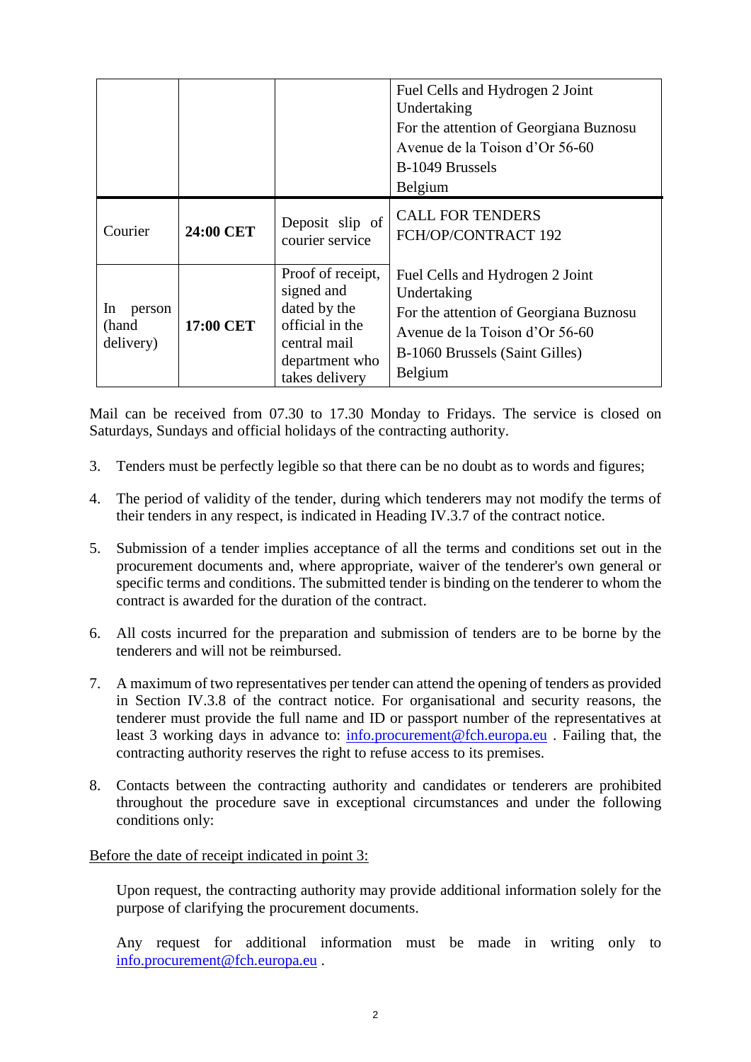| | | | |
|---|---|---|---|
| | | | Fuel Cells and Hydrogen 2 Joint Undertaking<br>For the attention of Georgiana Buznosu<br>Avenue de la Toison d'Or 56-60<br>B-1049 Brussels<br>Belgium |
| Courier | **24:00 CET** | Deposit slip of courier service | CALL FOR TENDERS<br>FCH/OP/CONTRACT 192<br><br>Fuel Cells and Hydrogen 2 Joint Undertaking<br>For the attention of Georgiana Buznosu<br>Avenue de la Toison d'Or 56-60<br>B-1060 Brussels (Saint Gilles)<br>Belgium |
| In person (hand delivery) | **17:00 CET** | Proof of receipt, signed and dated by the official in the central mail department who takes delivery | |

Mail can be received from 07.30 to 17.30 Monday to Fridays. The service is closed on Saturdays, Sundays and official holidays of the contracting authority.

3. Tenders must be perfectly legible so that there can be no doubt as to words and figures;

4. The period of validity of the tender, during which tenderers may not modify the terms of their tenders in any respect, is indicated in Heading IV.3.7 of the contract notice.

5. Submission of a tender implies acceptance of all the terms and conditions set out in the procurement documents and, where appropriate, waiver of the tenderer's own general or specific terms and conditions. The submitted tender is binding on the tenderer to whom the contract is awarded for the duration of the contract.

6. All costs incurred for the preparation and submission of tenders are to be borne by the tenderers and will not be reimbursed.

7. A maximum of two representatives per tender can attend the opening of tenders as provided in Section IV.3.8 of the contract notice. For organisational and security reasons, the tenderer must provide the full name and ID or passport number of the representatives at least 3 working days in advance to: info.procurement@fch.europa.eu . Failing that, the contracting authority reserves the right to refuse access to its premises.

8. Contacts between the contracting authority and candidates or tenderers are prohibited throughout the procedure save in exceptional circumstances and under the following conditions only:

Before the date of receipt indicated in point 3:

Upon request, the contracting authority may provide additional information solely for the purpose of clarifying the procurement documents.

Any request for additional information must be made in writing only to info.procurement@fch.europa.eu .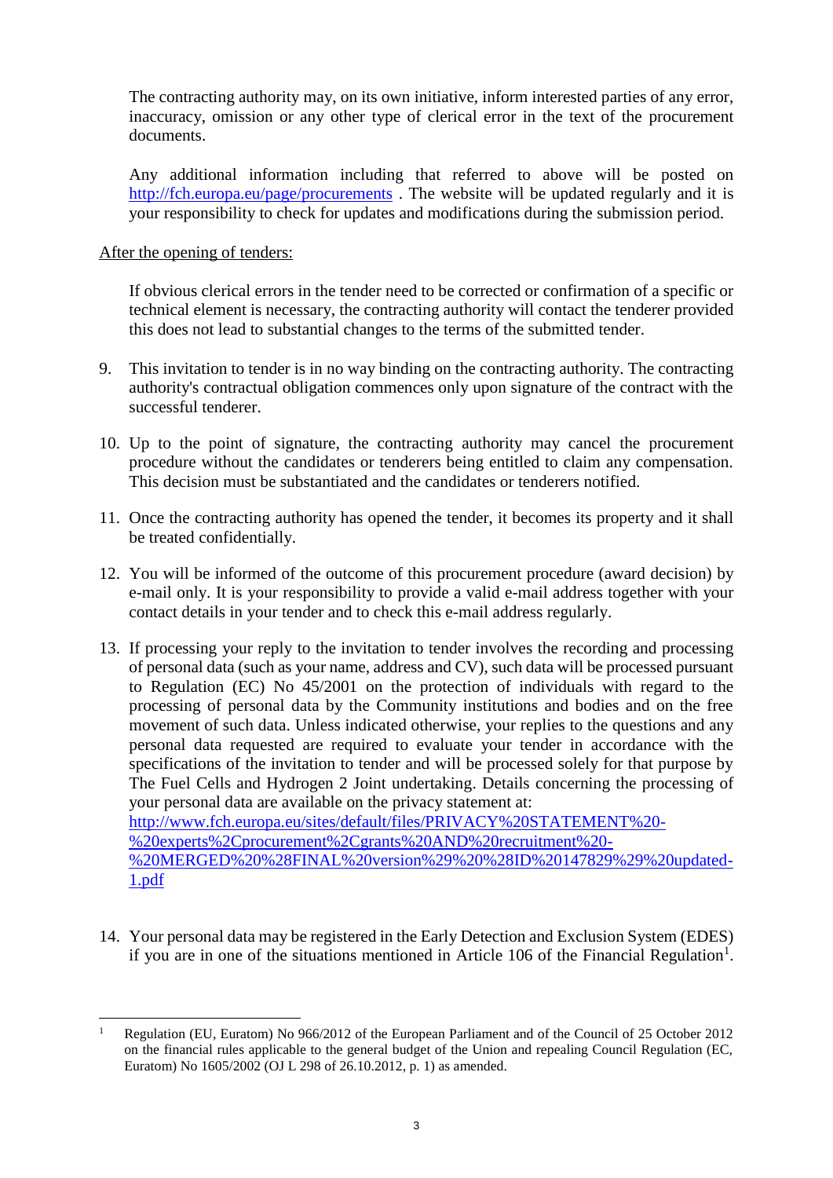The contracting authority may, on its own initiative, inform interested parties of any error, inaccuracy, omission or any other type of clerical error in the text of the procurement documents.

Any additional information including that referred to above will be posted on http://fch.europa.eu/page/procurements . The website will be updated regularly and it is your responsibility to check for updates and modifications during the submission period.

After the opening of tenders:

If obvious clerical errors in the tender need to be corrected or confirmation of a specific or technical element is necessary, the contracting authority will contact the tenderer provided this does not lead to substantial changes to the terms of the submitted tender.

9. This invitation to tender is in no way binding on the contracting authority. The contracting authority's contractual obligation commences only upon signature of the contract with the successful tenderer.

10. Up to the point of signature, the contracting authority may cancel the procurement procedure without the candidates or tenderers being entitled to claim any compensation. This decision must be substantiated and the candidates or tenderers notified.

11. Once the contracting authority has opened the tender, it becomes its property and it shall be treated confidentially.

12. You will be informed of the outcome of this procurement procedure (award decision) by e-mail only. It is your responsibility to provide a valid e-mail address together with your contact details in your tender and to check this e-mail address regularly.

13. If processing your reply to the invitation to tender involves the recording and processing of personal data (such as your name, address and CV), such data will be processed pursuant to Regulation (EC) No 45/2001 on the protection of individuals with regard to the processing of personal data by the Community institutions and bodies and on the free movement of such data. Unless indicated otherwise, your replies to the questions and any personal data requested are required to evaluate your tender in accordance with the specifications of the invitation to tender and will be processed solely for that purpose by The Fuel Cells and Hydrogen 2 Joint undertaking. Details concerning the processing of your personal data are available on the privacy statement at: http://www.fch.europa.eu/sites/default/files/PRIVACY%20STATEMENT%20-%20experts%2Cprocurement%2Cgrants%20AND%20recruitment%20-%20MERGED%20%28FINAL%20version%29%20%28ID%20147829%29%20updated-1.pdf

14. Your personal data may be registered in the Early Detection and Exclusion System (EDES) if you are in one of the situations mentioned in Article 106 of the Financial Regulation[1].

[1] Regulation (EU, Euratom) No 966/2012 of the European Parliament and of the Council of 25 October 2012 on the financial rules applicable to the general budget of the Union and repealing Council Regulation (EC, Euratom) No 1605/2002 (OJ L 298 of 26.10.2012, p. 1) as amended.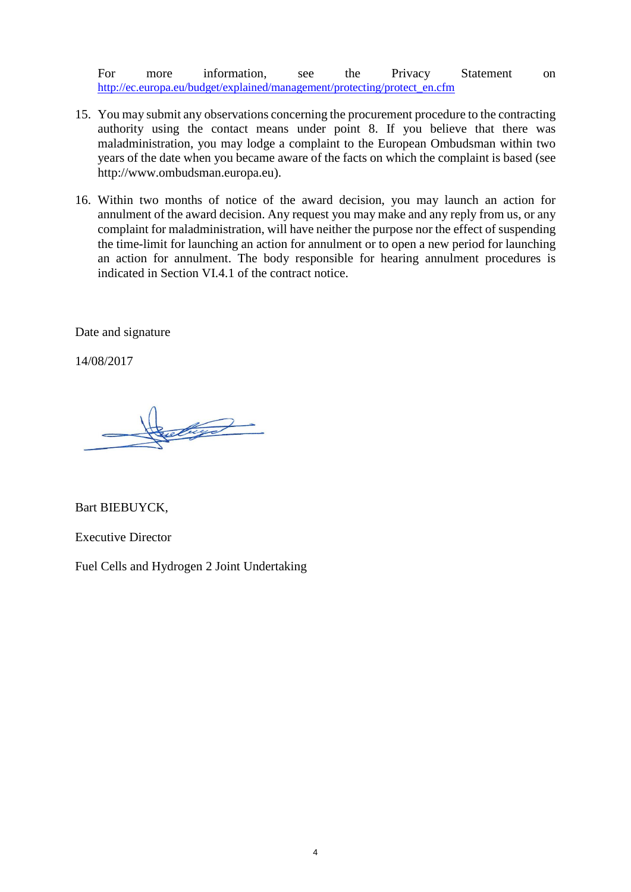For more information, see the Privacy Statement on http://ec.europa.eu/budget/explained/management/protecting/protect_en.cfm

15. You may submit any observations concerning the procurement procedure to the contracting authority using the contact means under point 8. If you believe that there was maladministration, you may lodge a complaint to the European Ombudsman within two years of the date when you became aware of the facts on which the complaint is based (see http://www.ombudsman.europa.eu).

16. Within two months of notice of the award decision, you may launch an action for annulment of the award decision. Any request you may make and any reply from us, or any complaint for maladministration, will have neither the purpose nor the effect of suspending the time-limit for launching an action for annulment or to open a new period for launching an action for annulment. The body responsible for hearing annulment procedures is indicated in Section VI.4.1 of the contract notice.

Date and signature

14/08/2017

Bart BIEBUYCK,

Executive Director

Fuel Cells and Hydrogen 2 Joint Undertaking